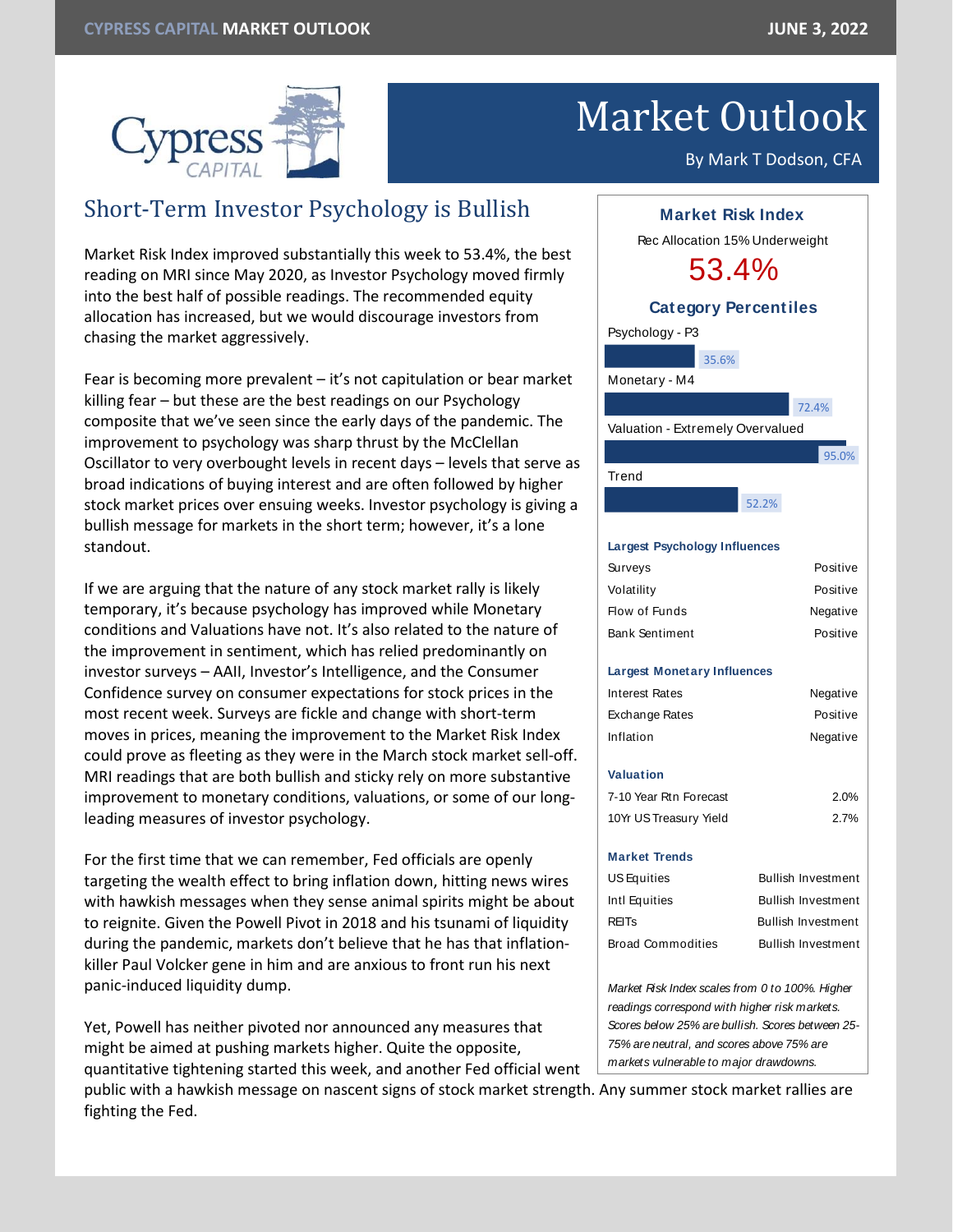# Market Outlook

By Mark T Dodson, CFA

## Short-Term Investor Psychology is Bullish

Market Risk Index improved substantially this week to 53.4%, the best reading on MRI since May 2020, as Investor Psychology moved firmly into the best half of possible readings. The recommended equity allocation has increased, but we would discourage investors from chasing the market aggressively.

Fear is becoming more prevalent – it's not capitulation or bear market killing fear – but these are the best readings on our Psychology composite that we've seen since the early days of the pandemic. The improvement to psychology was sharp thrust by the McClellan Oscillator to very overbought levels in recent days – levels that serve as broad indications of buying interest and are often followed by higher stock market prices over ensuing weeks. Investor psychology is giving a bullish message for markets in the short term; however, it's a lone standout.

If we are arguing that the nature of any stock market rally is likely temporary, it's because psychology has improved while Monetary conditions and Valuations have not. It's also related to the nature of the improvement in sentiment, which has relied predominantly on investor surveys – AAII, Investor's Intelligence, and the Consumer Confidence survey on consumer expectations for stock prices in the most recent week. Surveys are fickle and change with short-term moves in prices, meaning the improvement to the Market Risk Index could prove as fleeting as they were in the March stock market sell-off. MRI readings that are both bullish and sticky rely on more substantive improvement to monetary conditions, valuations, or some of our long-leading measures of investor psychology.

For the first time that we can remember, Fed officials are openly targeting the wealth effect to bring inflation down, hitting news wires with hawkish messages when they sense animal spirits might be about to reignite. Given the Powell Pivot in 2018 and his tsunami of liquidity during the pandemic, markets don't believe that he has that inflation-killer Paul Volcker gene in him and are anxious to front run his next panic-induced liquidity dump.

Yet, Powell has neither pivoted nor announced any measures that might be aimed at pushing markets higher. Quite the opposite, quantitative tightening started this week, and another Fed official went public with a hawkish message on nascent signs of stock market strength. Any summer stock market rallies are fighting the Fed.

### Market Risk Index

Rec Allocation 15% Underweight

**53.4%**

#### Category Percentiles

| Category | Percentile |
|---|---|
| Psychology - P3 | 35.6% |
| Monetary - M4 | 72.4% |
| Valuation - Extremely Overvalued | 95.0% |
| Trend | 52.2% |

#### Largest Psychology Influences

| | |
|---|---|
| Surveys | Positive |
| Volatility | Positive |
| Flow of Funds | Negative |
| Bank Sentiment | Positive |

#### Largest Monetary Influences

| | |
|---|---|
| Interest Rates | Negative |
| Exchange Rates | Positive |
| Inflation | Negative |

#### Valuation

| | |
|---|---|
| 7-10 Year Rtn Forecast | 2.0% |
| 10Yr US Treasury Yield | 2.7% |

#### Market Trends

| | |
|---|---|
| US Equities | Bullish Investment |
| Intl Equities | Bullish Investment |
| REITs | Bullish Investment |
| Broad Commodities | Bullish Investment |

*Market Risk Index scales from 0 to 100%. Higher readings correspond with higher risk markets. Scores below 25% are bullish. Scores between 25-75% are neutral, and scores above 75% are markets vulnerable to major drawdowns.*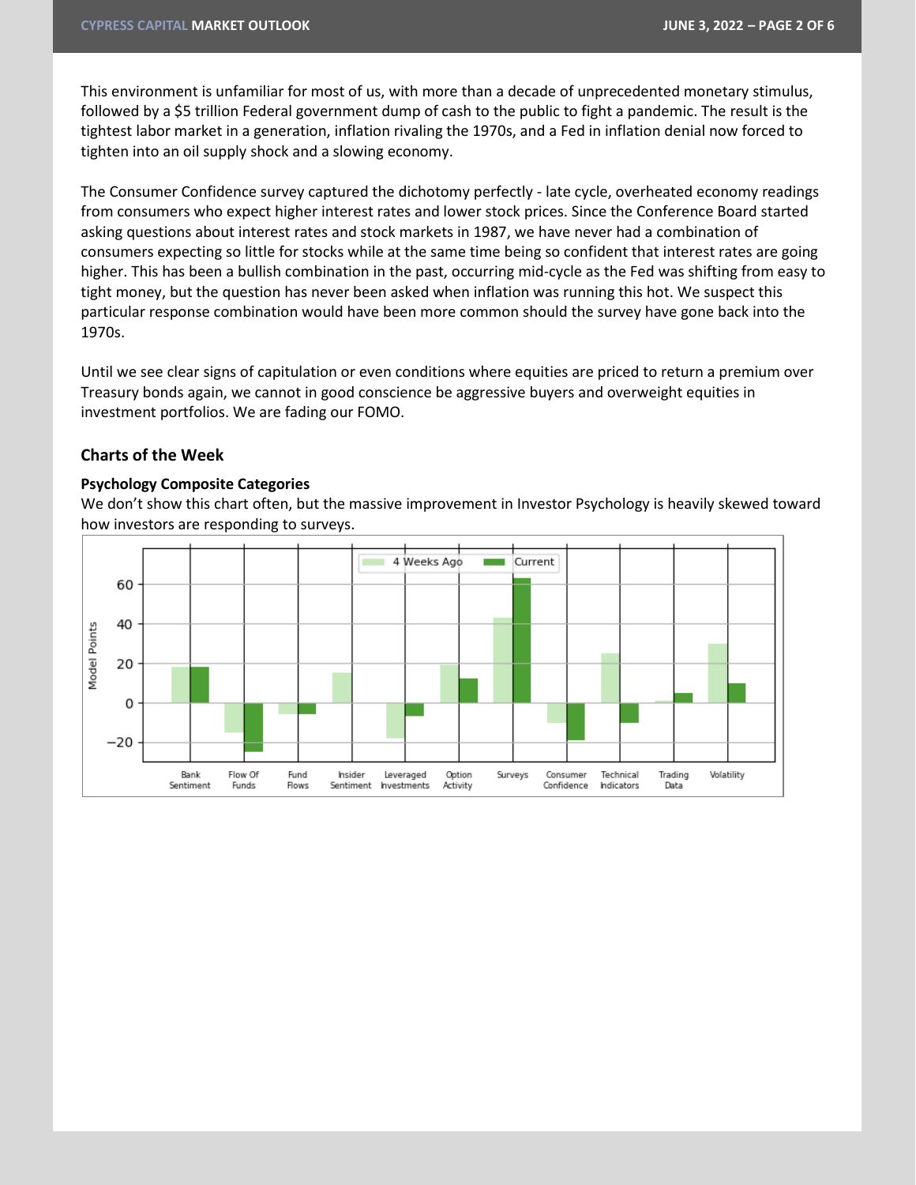This environment is unfamiliar for most of us, with more than a decade of unprecedented monetary stimulus, followed by a $5 trillion Federal government dump of cash to the public to fight a pandemic. The result is the tightest labor market in a generation, inflation rivaling the 1970s, and a Fed in inflation denial now forced to tighten into an oil supply shock and a slowing economy.

The Consumer Confidence survey captured the dichotomy perfectly - late cycle, overheated economy readings from consumers who expect higher interest rates and lower stock prices. Since the Conference Board started asking questions about interest rates and stock markets in 1987, we have never had a combination of consumers expecting so little for stocks while at the same time being so confident that interest rates are going higher. This has been a bullish combination in the past, occurring mid-cycle as the Fed was shifting from easy to tight money, but the question has never been asked when inflation was running this hot. We suspect this particular response combination would have been more common should the survey have gone back into the 1970s.

Until we see clear signs of capitulation or even conditions where equities are priced to return a premium over Treasury bonds again, we cannot in good conscience be aggressive buyers and overweight equities in investment portfolios. We are fading our FOMO.

## Charts of the Week

### Psychology Composite Categories

We don't show this chart often, but the massive improvement in Investor Psychology is heavily skewed toward how investors are responding to surveys.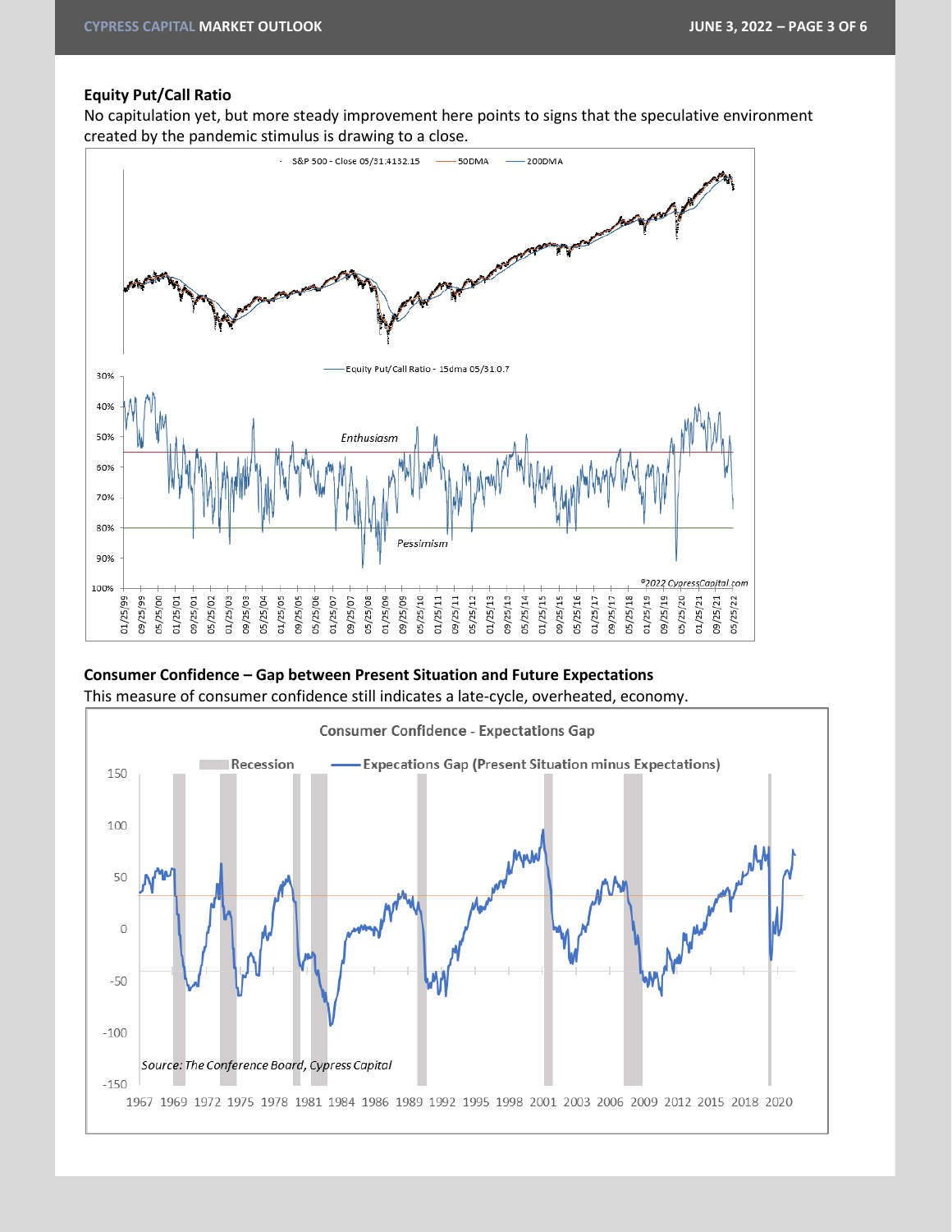**Equity Put/Call Ratio**

No capitulation yet, but more steady improvement here points to signs that the speculative environment created by the pandemic stimulus is drawing to a close.

**Consumer Confidence – Gap between Present Situation and Future Expectations**

This measure of consumer confidence still indicates a late-cycle, overheated, economy.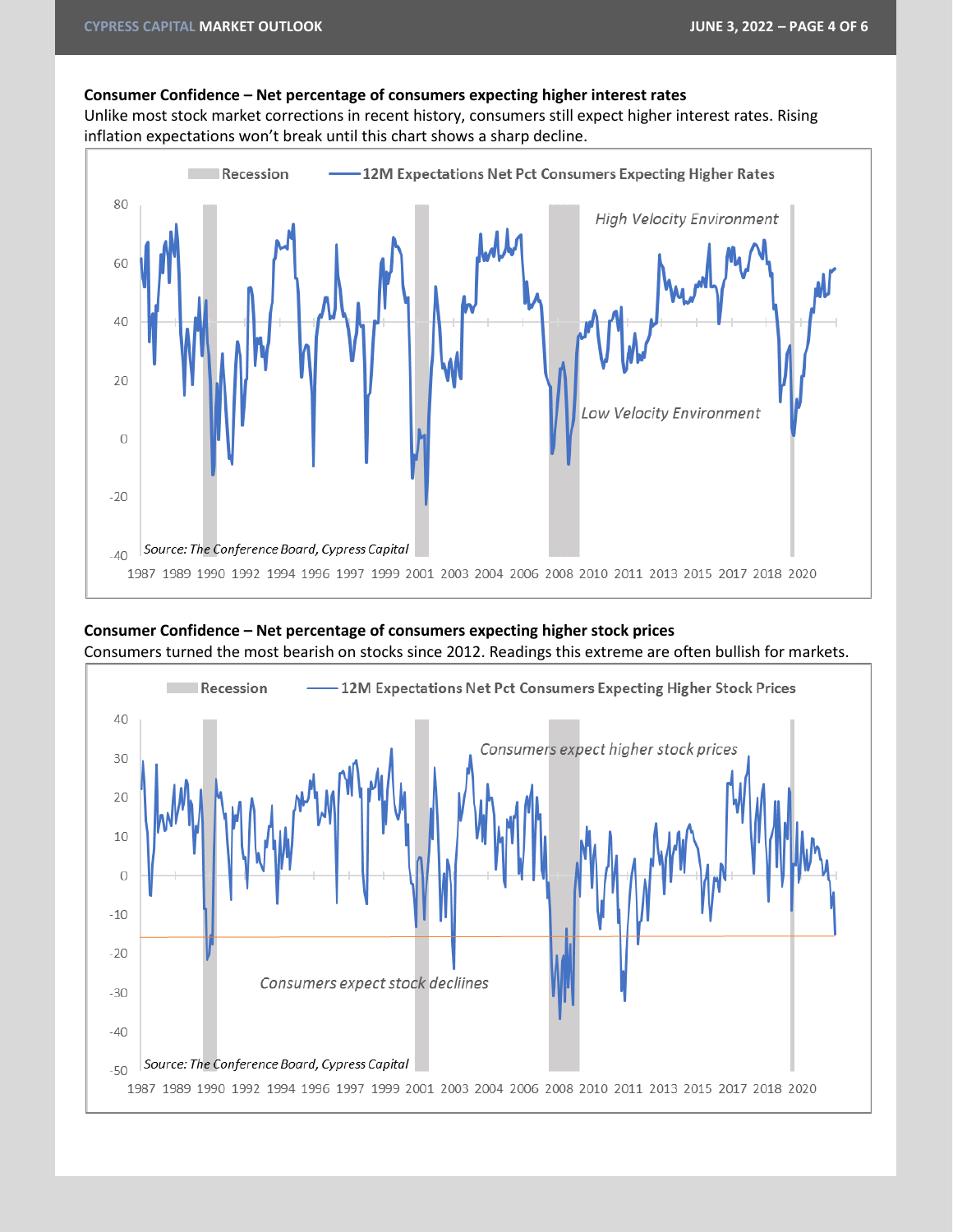**Consumer Confidence – Net percentage of consumers expecting higher interest rates**

Unlike most stock market corrections in recent history, consumers still expect higher interest rates. Rising inflation expectations won't break until this chart shows a sharp decline.

**Consumer Confidence – Net percentage of consumers expecting higher stock prices**

Consumers turned the most bearish on stocks since 2012. Readings this extreme are often bullish for markets.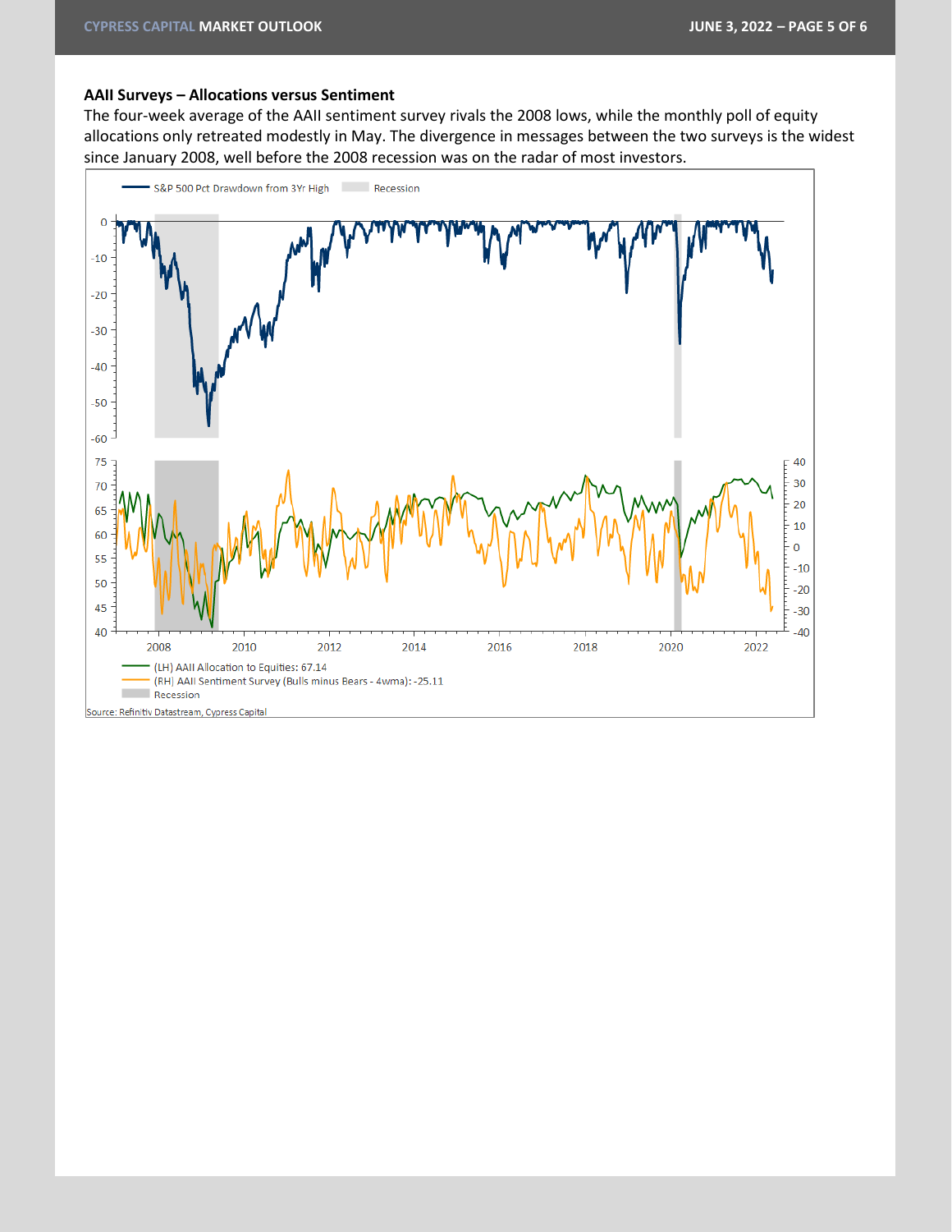### AAII Surveys – Allocations versus Sentiment

The four-week average of the AAII sentiment survey rivals the 2008 lows, while the monthly poll of equity allocations only retreated modestly in May. The divergence in messages between the two surveys is the widest since January 2008, well before the 2008 recession was on the radar of most investors.

S&P 500 Pct Drawdown from 3Yr High | Recession

(LH) AAII Allocation to Equities: 67.14
(RH) AAII Sentiment Survey (Bulls minus Bears - 4wma): -25.11
Recession

Source: Refinitiv Datastream, Cypress Capital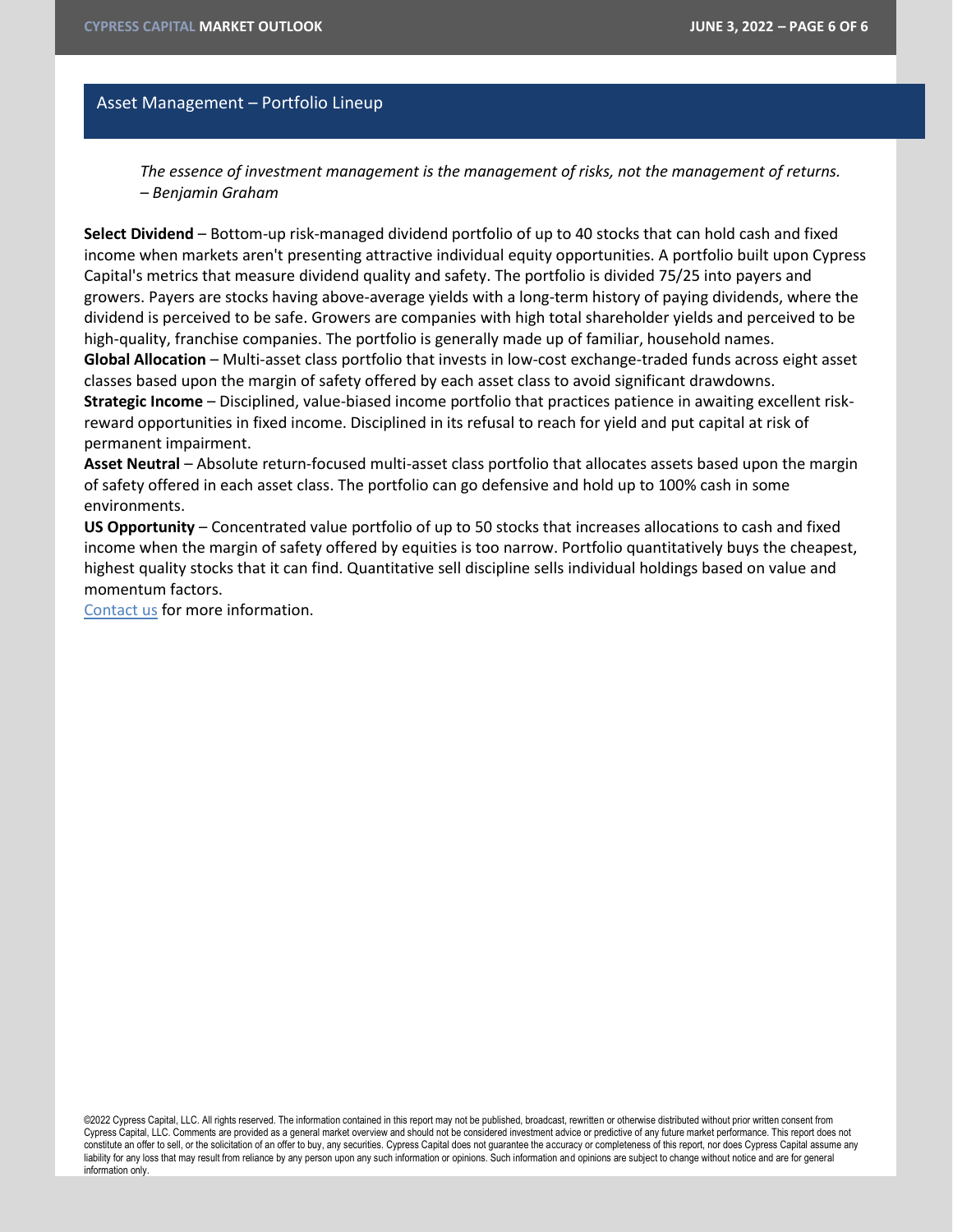## Asset Management – Portfolio Lineup

*The essence of investment management is the management of risks, not the management of returns. – Benjamin Graham*

**Select Dividend** – Bottom-up risk-managed dividend portfolio of up to 40 stocks that can hold cash and fixed income when markets aren't presenting attractive individual equity opportunities. A portfolio built upon Cypress Capital's metrics that measure dividend quality and safety. The portfolio is divided 75/25 into payers and growers. Payers are stocks having above-average yields with a long-term history of paying dividends, where the dividend is perceived to be safe. Growers are companies with high total shareholder yields and perceived to be high-quality, franchise companies. The portfolio is generally made up of familiar, household names.

**Global Allocation** – Multi-asset class portfolio that invests in low-cost exchange-traded funds across eight asset classes based upon the margin of safety offered by each asset class to avoid significant drawdowns.

**Strategic Income** – Disciplined, value-biased income portfolio that practices patience in awaiting excellent risk-reward opportunities in fixed income. Disciplined in its refusal to reach for yield and put capital at risk of permanent impairment.

**Asset Neutral** – Absolute return-focused multi-asset class portfolio that allocates assets based upon the margin of safety offered in each asset class. The portfolio can go defensive and hold up to 100% cash in some environments.

**US Opportunity** – Concentrated value portfolio of up to 50 stocks that increases allocations to cash and fixed income when the margin of safety offered by equities is too narrow. Portfolio quantitatively buys the cheapest, highest quality stocks that it can find. Quantitative sell discipline sells individual holdings based on value and momentum factors.

Contact us for more information.

©2022 Cypress Capital, LLC. All rights reserved. The information contained in this report may not be published, broadcast, rewritten or otherwise distributed without prior written consent from Cypress Capital, LLC. Comments are provided as a general market overview and should not be considered investment advice or predictive of any future market performance. This report does not constitute an offer to sell, or the solicitation of an offer to buy, any securities. Cypress Capital does not guarantee the accuracy or completeness of this report, nor does Cypress Capital assume any liability for any loss that may result from reliance by any person upon any such information or opinions. Such information and opinions are subject to change without notice and are for general information only.